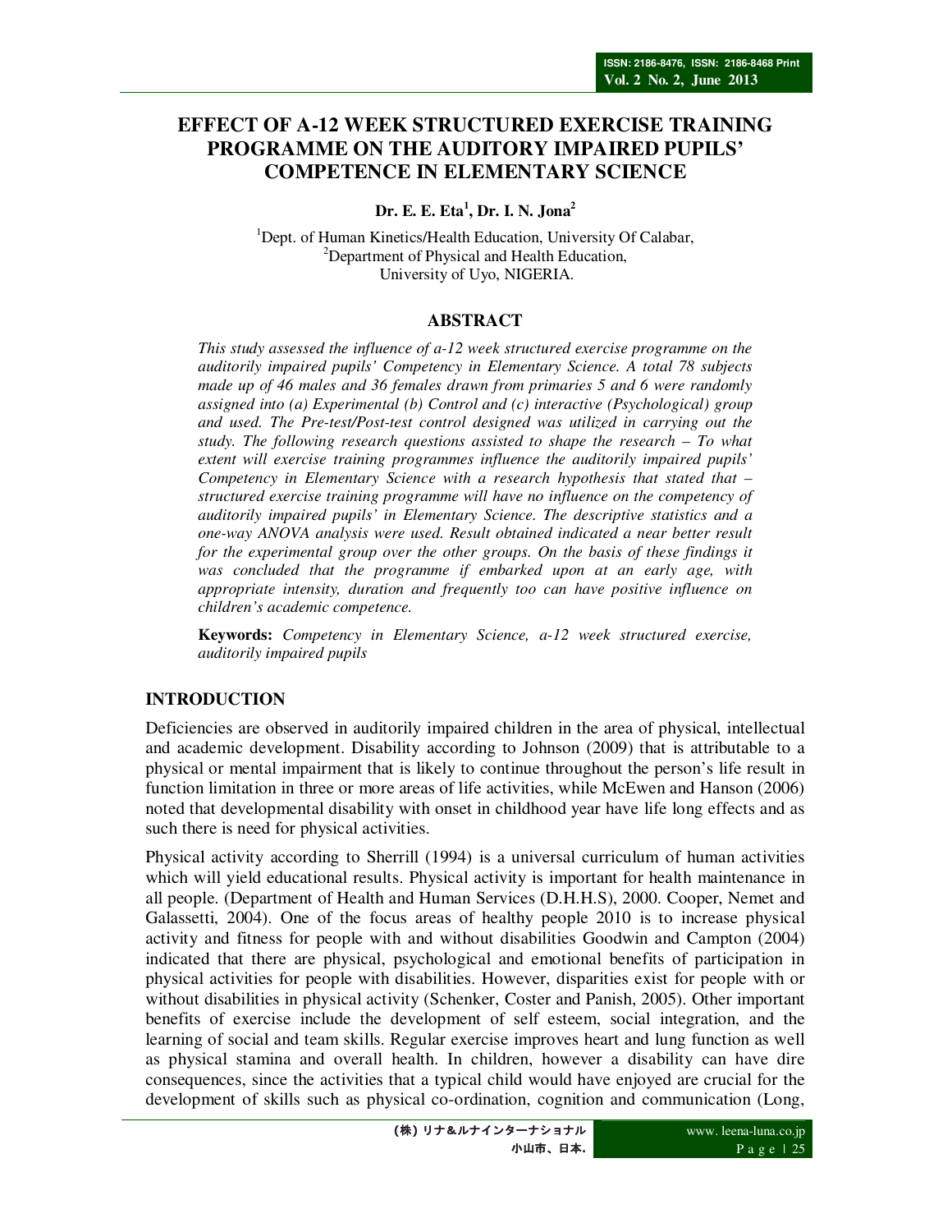# EFFECT OF A-12 WEEK STRUCTURED EXERCISE TRAINING PROGRAMME ON THE AUDITORY IMPAIRED PUPILS' COMPETENCE IN ELEMENTARY SCIENCE

**Dr. E. E. Eta[1], Dr. I. N. Jona[2]**

[1]Dept. of Human Kinetics/Health Education, University Of Calabar,
[2]Department of Physical and Health Education,
University of Uyo, NIGERIA.

## ABSTRACT

*This study assessed the influence of a-12 week structured exercise programme on the auditorily impaired pupils' Competency in Elementary Science. A total 78 subjects made up of 46 males and 36 females drawn from primaries 5 and 6 were randomly assigned into (a) Experimental (b) Control and (c) interactive (Psychological) group and used. The Pre-test/Post-test control designed was utilized in carrying out the study. The following research questions assisted to shape the research – To what extent will exercise training programmes influence the auditorily impaired pupils' Competency in Elementary Science with a research hypothesis that stated that – structured exercise training programme will have no influence on the competency of auditorily impaired pupils' in Elementary Science. The descriptive statistics and a one-way ANOVA analysis were used. Result obtained indicated a near better result for the experimental group over the other groups. On the basis of these findings it was concluded that the programme if embarked upon at an early age, with appropriate intensity, duration and frequently too can have positive influence on children's academic competence.*

**Keywords:** *Competency in Elementary Science, a-12 week structured exercise, auditorily impaired pupils*

## INTRODUCTION

Deficiencies are observed in auditorily impaired children in the area of physical, intellectual and academic development. Disability according to Johnson (2009) that is attributable to a physical or mental impairment that is likely to continue throughout the person's life result in function limitation in three or more areas of life activities, while McEwen and Hanson (2006) noted that developmental disability with onset in childhood year have life long effects and as such there is need for physical activities.

Physical activity according to Sherrill (1994) is a universal curriculum of human activities which will yield educational results. Physical activity is important for health maintenance in all people. (Department of Health and Human Services (D.H.H.S), 2000. Cooper, Nemet and Galassetti, 2004). One of the focus areas of healthy people 2010 is to increase physical activity and fitness for people with and without disabilities Goodwin and Campton (2004) indicated that there are physical, psychological and emotional benefits of participation in physical activities for people with disabilities. However, disparities exist for people with or without disabilities in physical activity (Schenker, Coster and Panish, 2005). Other important benefits of exercise include the development of self esteem, social integration, and the learning of social and team skills. Regular exercise improves heart and lung function as well as physical stamina and overall health. In children, however a disability can have dire consequences, since the activities that a typical child would have enjoyed are crucial for the development of skills such as physical co-ordination, cognition and communication (Long,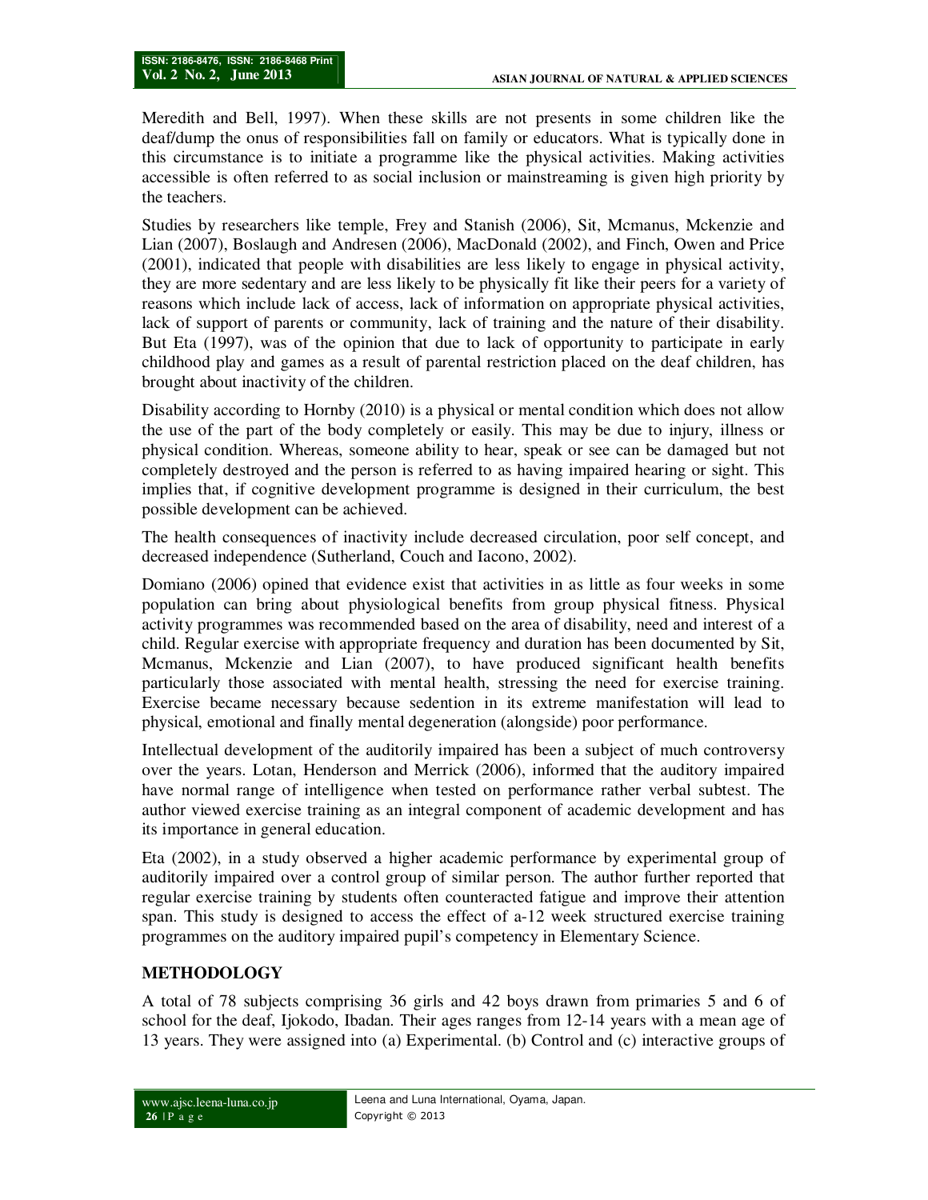Meredith and Bell, 1997). When these skills are not presents in some children like the deaf/dump the onus of responsibilities fall on family or educators. What is typically done in this circumstance is to initiate a programme like the physical activities. Making activities accessible is often referred to as social inclusion or mainstreaming is given high priority by the teachers.

Studies by researchers like temple, Frey and Stanish (2006), Sit, Mcmanus, Mckenzie and Lian (2007), Boslaugh and Andresen (2006), MacDonald (2002), and Finch, Owen and Price (2001), indicated that people with disabilities are less likely to engage in physical activity, they are more sedentary and are less likely to be physically fit like their peers for a variety of reasons which include lack of access, lack of information on appropriate physical activities, lack of support of parents or community, lack of training and the nature of their disability. But Eta (1997), was of the opinion that due to lack of opportunity to participate in early childhood play and games as a result of parental restriction placed on the deaf children, has brought about inactivity of the children.

Disability according to Hornby (2010) is a physical or mental condition which does not allow the use of the part of the body completely or easily. This may be due to injury, illness or physical condition. Whereas, someone ability to hear, speak or see can be damaged but not completely destroyed and the person is referred to as having impaired hearing or sight. This implies that, if cognitive development programme is designed in their curriculum, the best possible development can be achieved.

The health consequences of inactivity include decreased circulation, poor self concept, and decreased independence (Sutherland, Couch and Iacono, 2002).

Domiano (2006) opined that evidence exist that activities in as little as four weeks in some population can bring about physiological benefits from group physical fitness. Physical activity programmes was recommended based on the area of disability, need and interest of a child. Regular exercise with appropriate frequency and duration has been documented by Sit, Mcmanus, Mckenzie and Lian (2007), to have produced significant health benefits particularly those associated with mental health, stressing the need for exercise training. Exercise became necessary because sedention in its extreme manifestation will lead to physical, emotional and finally mental degeneration (alongside) poor performance.

Intellectual development of the auditorily impaired has been a subject of much controversy over the years. Lotan, Henderson and Merrick (2006), informed that the auditory impaired have normal range of intelligence when tested on performance rather verbal subtest. The author viewed exercise training as an integral component of academic development and has its importance in general education.

Eta (2002), in a study observed a higher academic performance by experimental group of auditorily impaired over a control group of similar person. The author further reported that regular exercise training by students often counteracted fatigue and improve their attention span. This study is designed to access the effect of a-12 week structured exercise training programmes on the auditory impaired pupil's competency in Elementary Science.

## METHODOLOGY

A total of 78 subjects comprising 36 girls and 42 boys drawn from primaries 5 and 6 of school for the deaf, Ijokodo, Ibadan. Their ages ranges from 12-14 years with a mean age of 13 years. They were assigned into (a) Experimental. (b) Control and (c) interactive groups of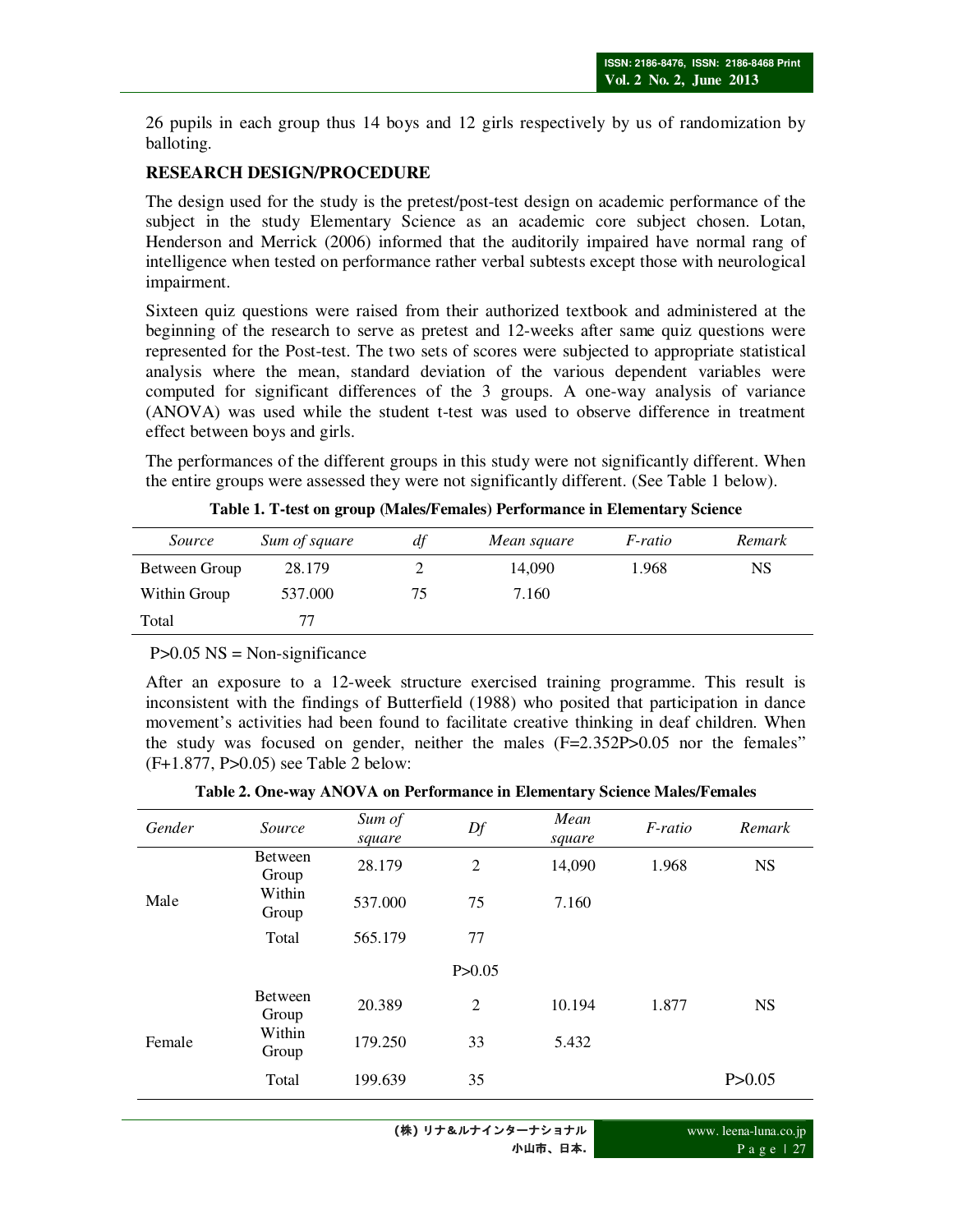26 pupils in each group thus 14 boys and 12 girls respectively by us of randomization by balloting.

**RESEARCH DESIGN/PROCEDURE**

The design used for the study is the pretest/post-test design on academic performance of the subject in the study Elementary Science as an academic core subject chosen. Lotan, Henderson and Merrick (2006) informed that the auditorily impaired have normal rang of intelligence when tested on performance rather verbal subtests except those with neurological impairment.

Sixteen quiz questions were raised from their authorized textbook and administered at the beginning of the research to serve as pretest and 12-weeks after same quiz questions were represented for the Post-test. The two sets of scores were subjected to appropriate statistical analysis where the mean, standard deviation of the various dependent variables were computed for significant differences of the 3 groups. A one-way analysis of variance (ANOVA) was used while the student t-test was used to observe difference in treatment effect between boys and girls.

The performances of the different groups in this study were not significantly different. When the entire groups were assessed they were not significantly different. (See Table 1 below).

**Table 1. T-test on group (Males/Females) Performance in Elementary Science**

| *Source* | *Sum of square* | *df* | *Mean square* | *F-ratio* | *Remark* |
|---|---|---|---|---|---|
| Between Group | 28.179 | 2 | 14,090 | 1.968 | NS |
| Within Group | 537.000 | 75 | 7.160 | | |
| Total | 77 | | | | |

P>0.05 NS = Non-significance

After an exposure to a 12-week structure exercised training programme. This result is inconsistent with the findings of Butterfield (1988) who posited that participation in dance movement's activities had been found to facilitate creative thinking in deaf children. When the study was focused on gender, neither the males (F=2.352P>0.05 nor the females" (F+1.877, P>0.05) see Table 2 below:

**Table 2. One-way ANOVA on Performance in Elementary Science Males/Females**

| *Gender* | *Source* | *Sum of square* | *Df* | *Mean square* | *F-ratio* | *Remark* |
|---|---|---|---|---|---|---|
| Male | Between Group | 28.179 | 2 | 14,090 | 1.968 | NS |
| | Within Group | 537.000 | 75 | 7.160 | | |
| | Total | 565.179 | 77 | | | |
| | | | P>0.05 | | | |
| Female | Between Group | 20.389 | 2 | 10.194 | 1.877 | NS |
| | Within Group | 179.250 | 33 | 5.432 | | |
| | Total | 199.639 | 35 | | | P>0.05 |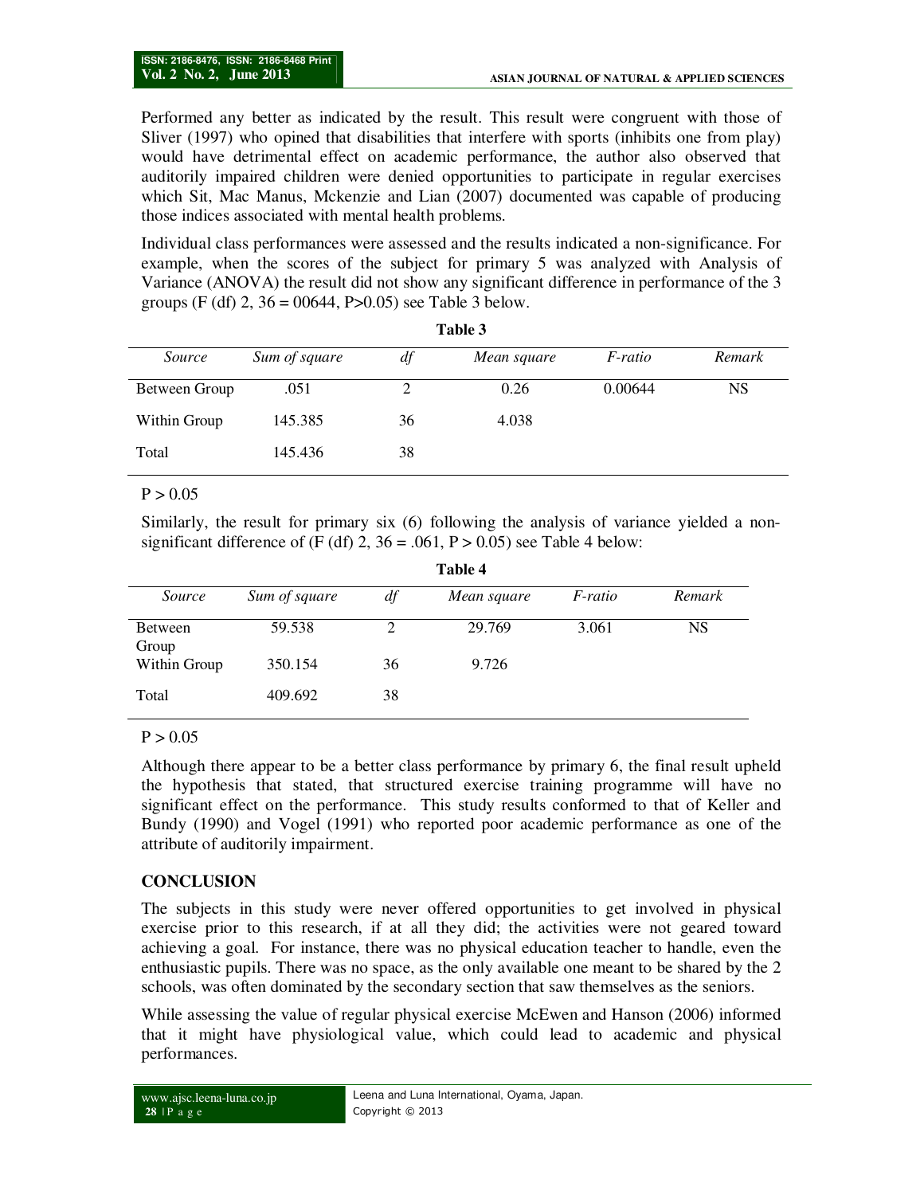Performed any better as indicated by the result. This result were congruent with those of Sliver (1997) who opined that disabilities that interfere with sports (inhibits one from play) would have detrimental effect on academic performance, the author also observed that auditorily impaired children were denied opportunities to participate in regular exercises which Sit, Mac Manus, Mckenzie and Lian (2007) documented was capable of producing those indices associated with mental health problems.

Individual class performances were assessed and the results indicated a non-significance. For example, when the scores of the subject for primary 5 was analyzed with Analysis of Variance (ANOVA) the result did not show any significant difference in performance of the 3 groups (F (df) 2, 36 = 00644, P>0.05) see Table 3 below.

**Table 3**

| *Source* | *Sum of square* | *df* | *Mean square* | *F-ratio* | *Remark* |
|---|---|---|---|---|---|
| Between Group | .051 | 2 | 0.26 | 0.00644 | NS |
| Within Group | 145.385 | 36 | 4.038 | | |
| Total | 145.436 | 38 | | | |

P > 0.05

Similarly, the result for primary six (6) following the analysis of variance yielded a non-significant difference of (F (df) 2, 36 = .061, P > 0.05) see Table 4 below:

**Table 4**

| *Source* | *Sum of square* | *df* | *Mean square* | *F-ratio* | *Remark* |
|---|---|---|---|---|---|
| Between Group | 59.538 | 2 | 29.769 | 3.061 | NS |
| Within Group | 350.154 | 36 | 9.726 | | |
| Total | 409.692 | 38 | | | |

P > 0.05

Although there appear to be a better class performance by primary 6, the final result upheld the hypothesis that stated, that structured exercise training programme will have no significant effect on the performance. This study results conformed to that of Keller and Bundy (1990) and Vogel (1991) who reported poor academic performance as one of the attribute of auditorily impairment.

## CONCLUSION

The subjects in this study were never offered opportunities to get involved in physical exercise prior to this research, if at all they did; the activities were not geared toward achieving a goal. For instance, there was no physical education teacher to handle, even the enthusiastic pupils. There was no space, as the only available one meant to be shared by the 2 schools, was often dominated by the secondary section that saw themselves as the seniors.

While assessing the value of regular physical exercise McEwen and Hanson (2006) informed that it might have physiological value, which could lead to academic and physical performances.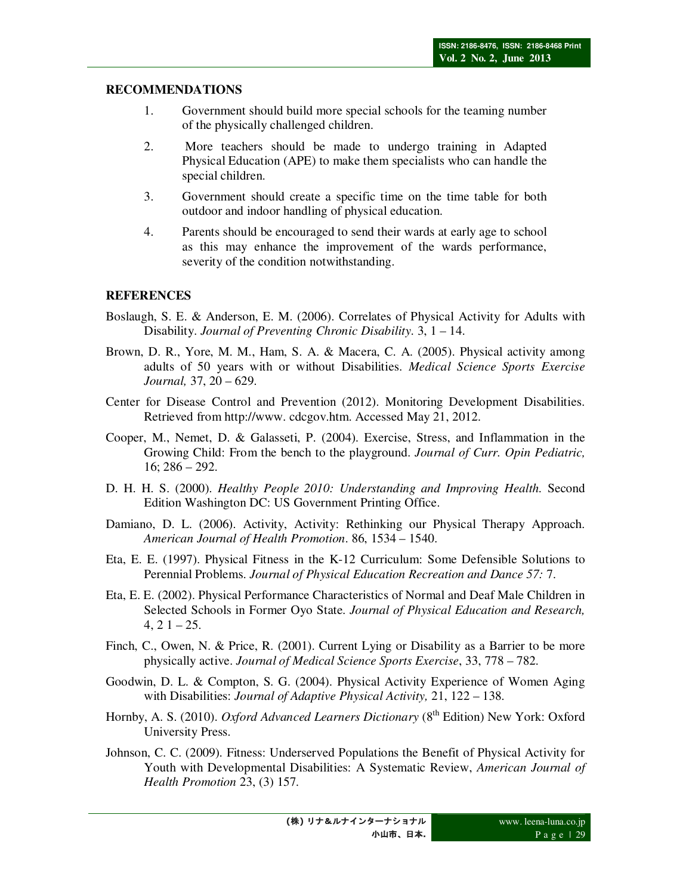## RECOMMENDATIONS

1. Government should build more special schools for the teaming number of the physically challenged children.
2. More teachers should be made to undergo training in Adapted Physical Education (APE) to make them specialists who can handle the special children.
3. Government should create a specific time on the time table for both outdoor and indoor handling of physical education.
4. Parents should be encouraged to send their wards at early age to school as this may enhance the improvement of the wards performance, severity of the condition notwithstanding.

## REFERENCES

Boslaugh, S. E. & Anderson, E. M. (2006). Correlates of Physical Activity for Adults with Disability. *Journal of Preventing Chronic Disability.* 3, 1 – 14.

Brown, D. R., Yore, M. M., Ham, S. A. & Macera, C. A. (2005). Physical activity among adults of 50 years with or without Disabilities. *Medical Science Sports Exercise Journal,* 37, 20 – 629.

Center for Disease Control and Prevention (2012). Monitoring Development Disabilities. Retrieved from http://www. cdcgov.htm. Accessed May 21, 2012.

Cooper, M., Nemet, D. & Galasseti, P. (2004). Exercise, Stress, and Inflammation in the Growing Child: From the bench to the playground. *Journal of Curr. Opin Pediatric,* 16; 286 – 292.

D. H. H. S. (2000). *Healthy People 2010: Understanding and Improving Health.* Second Edition Washington DC: US Government Printing Office.

Damiano, D. L. (2006). Activity, Activity: Rethinking our Physical Therapy Approach. *American Journal of Health Promotion*. 86, 1534 – 1540.

Eta, E. E. (1997). Physical Fitness in the K-12 Curriculum: Some Defensible Solutions to Perennial Problems. *Journal of Physical Education Recreation and Dance 57:* 7.

Eta, E. E. (2002). Physical Performance Characteristics of Normal and Deaf Male Children in Selected Schools in Former Oyo State. *Journal of Physical Education and Research,* 4, 2 1 – 25.

Finch, C., Owen, N. & Price, R. (2001). Current Lying or Disability as a Barrier to be more physically active. *Journal of Medical Science Sports Exercise*, 33, 778 – 782.

Goodwin, D. L. & Compton, S. G. (2004). Physical Activity Experience of Women Aging with Disabilities: *Journal of Adaptive Physical Activity,* 21, 122 – 138.

Hornby, A. S. (2010). *Oxford Advanced Learners Dictionary* (8th Edition) New York: Oxford University Press.

Johnson, C. C. (2009). Fitness: Underserved Populations the Benefit of Physical Activity for Youth with Developmental Disabilities: A Systematic Review, *American Journal of Health Promotion* 23, (3) 157.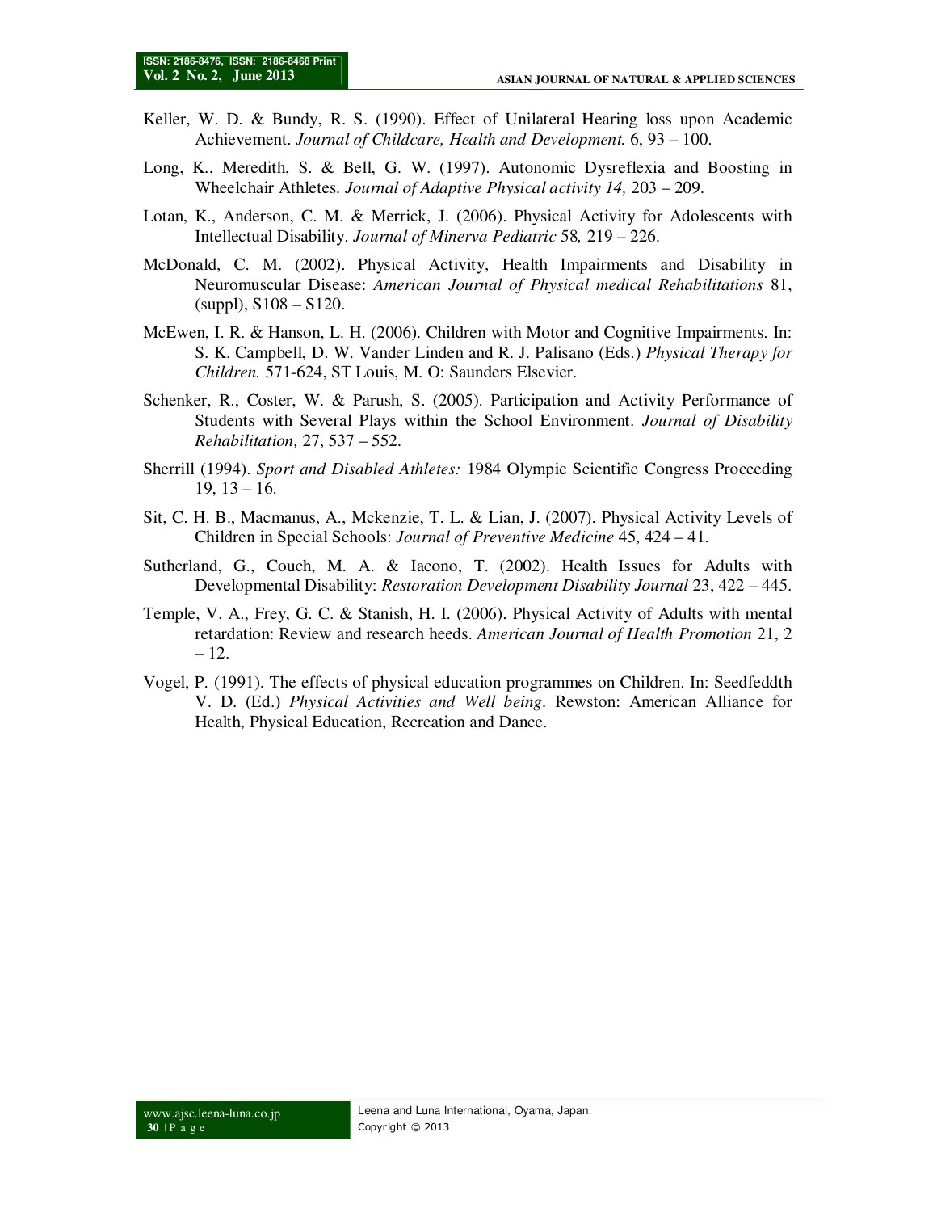Keller, W. D. & Bundy, R. S. (1990). Effect of Unilateral Hearing loss upon Academic Achievement. *Journal of Childcare, Health and Development.* 6, 93 – 100.

Long, K., Meredith, S. & Bell, G. W. (1997). Autonomic Dysreflexia and Boosting in Wheelchair Athletes. *Journal of Adaptive Physical activity 14,* 203 – 209.

Lotan, K., Anderson, C. M. & Merrick, J. (2006). Physical Activity for Adolescents with Intellectual Disability. *Journal of Minerva Pediatric* 58*,* 219 – 226.

McDonald, C. M. (2002). Physical Activity, Health Impairments and Disability in Neuromuscular Disease: *American Journal of Physical medical Rehabilitations* 81, (suppl), S108 – S120.

McEwen, I. R. & Hanson, L. H. (2006). Children with Motor and Cognitive Impairments. In: S. K. Campbell, D. W. Vander Linden and R. J. Palisano (Eds.) *Physical Therapy for Children.* 571-624, ST Louis, M. O: Saunders Elsevier.

Schenker, R., Coster, W. & Parush, S. (2005). Participation and Activity Performance of Students with Several Plays within the School Environment. *Journal of Disability Rehabilitation,* 27, 537 – 552.

Sherrill (1994). *Sport and Disabled Athletes:* 1984 Olympic Scientific Congress Proceeding 19, 13 – 16.

Sit, C. H. B., Macmanus, A., Mckenzie, T. L. & Lian, J. (2007). Physical Activity Levels of Children in Special Schools: *Journal of Preventive Medicine* 45, 424 – 41.

Sutherland, G., Couch, M. A. & Iacono, T. (2002). Health Issues for Adults with Developmental Disability: *Restoration Development Disability Journal* 23, 422 – 445.

Temple, V. A., Frey, G. C. & Stanish, H. I. (2006). Physical Activity of Adults with mental retardation: Review and research heeds. *American Journal of Health Promotion* 21, 2 – 12.

Vogel, P. (1991). The effects of physical education programmes on Children. In: Seedfeddth V. D. (Ed.) *Physical Activities and Well being*. Rewston: American Alliance for Health, Physical Education, Recreation and Dance.